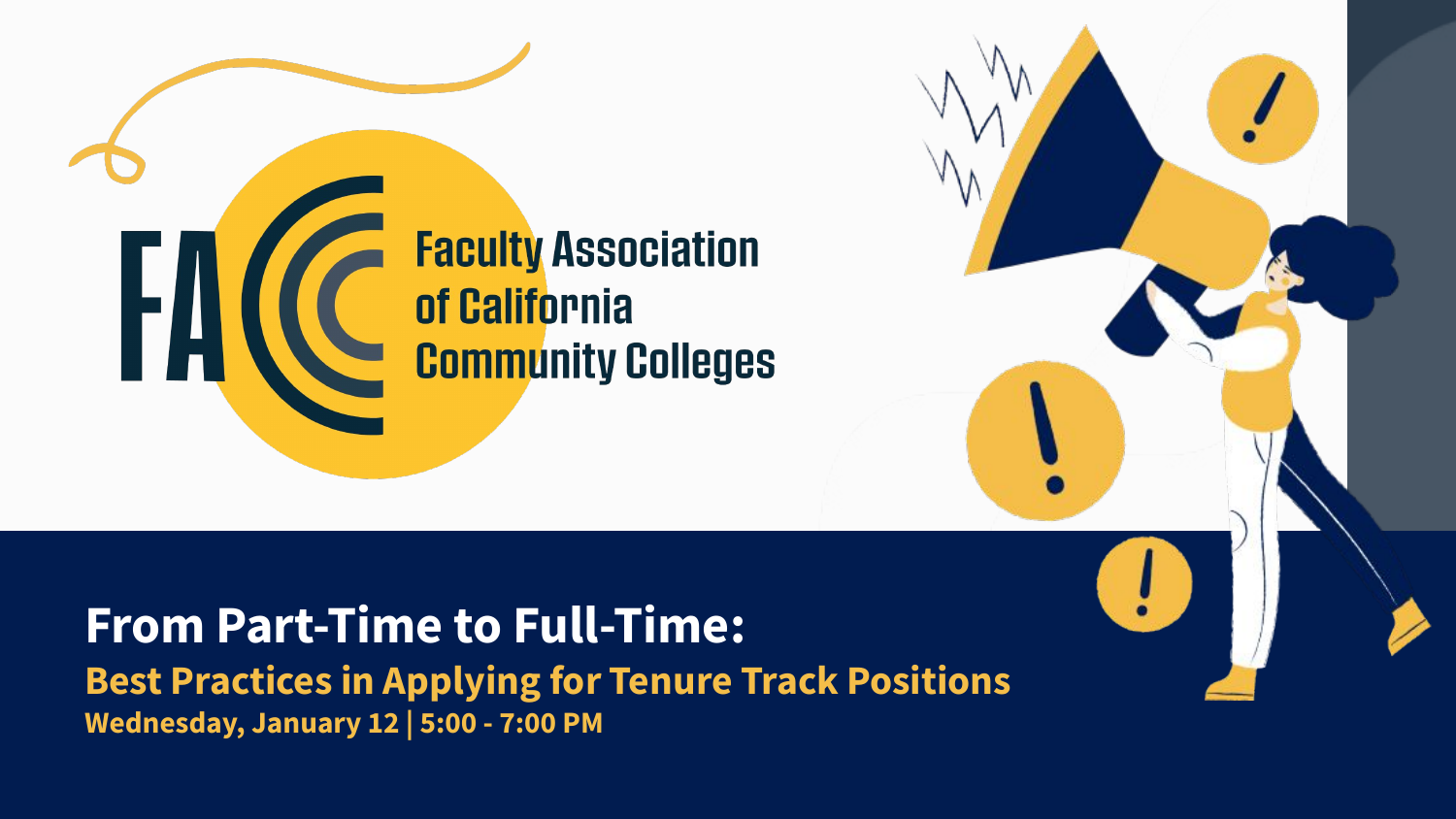# FACCC

Faculty Association of California Community Colleges

## From Part-Time to Full-Time:

### Best Practices in Applying for Tenure Track Positions

**Wednesday, January 12 | 5:00 - 7:00 PM**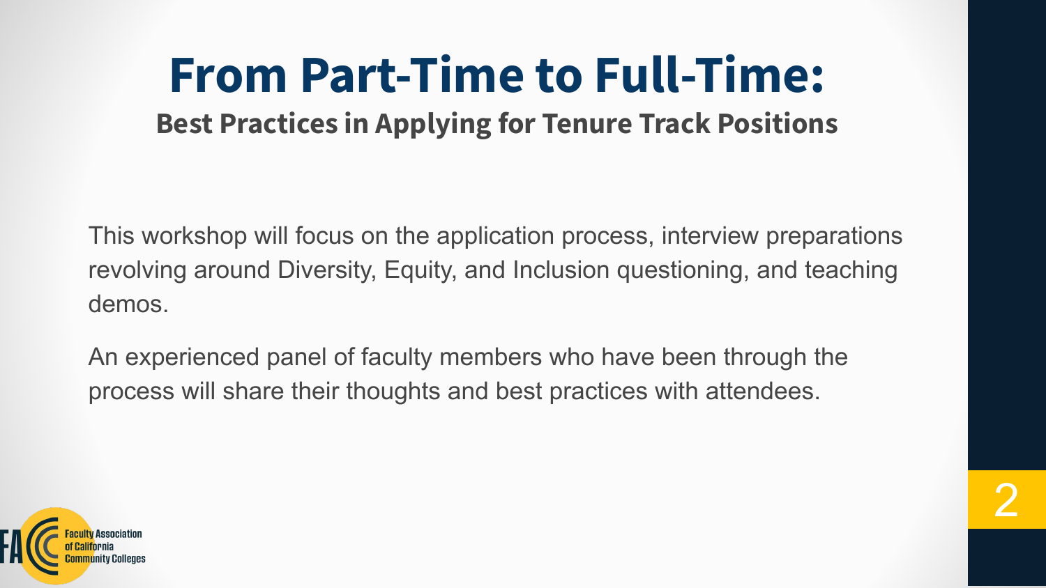# From Part-Time to Full-Time:

## Best Practices in Applying for Tenure Track Positions

This workshop will focus on the application process, interview preparations revolving around Diversity, Equity, and Inclusion questioning, and teaching demos.

An experienced panel of faculty members who have been through the process will share their thoughts and best practices with attendees.

Faculty Association of California Community Colleges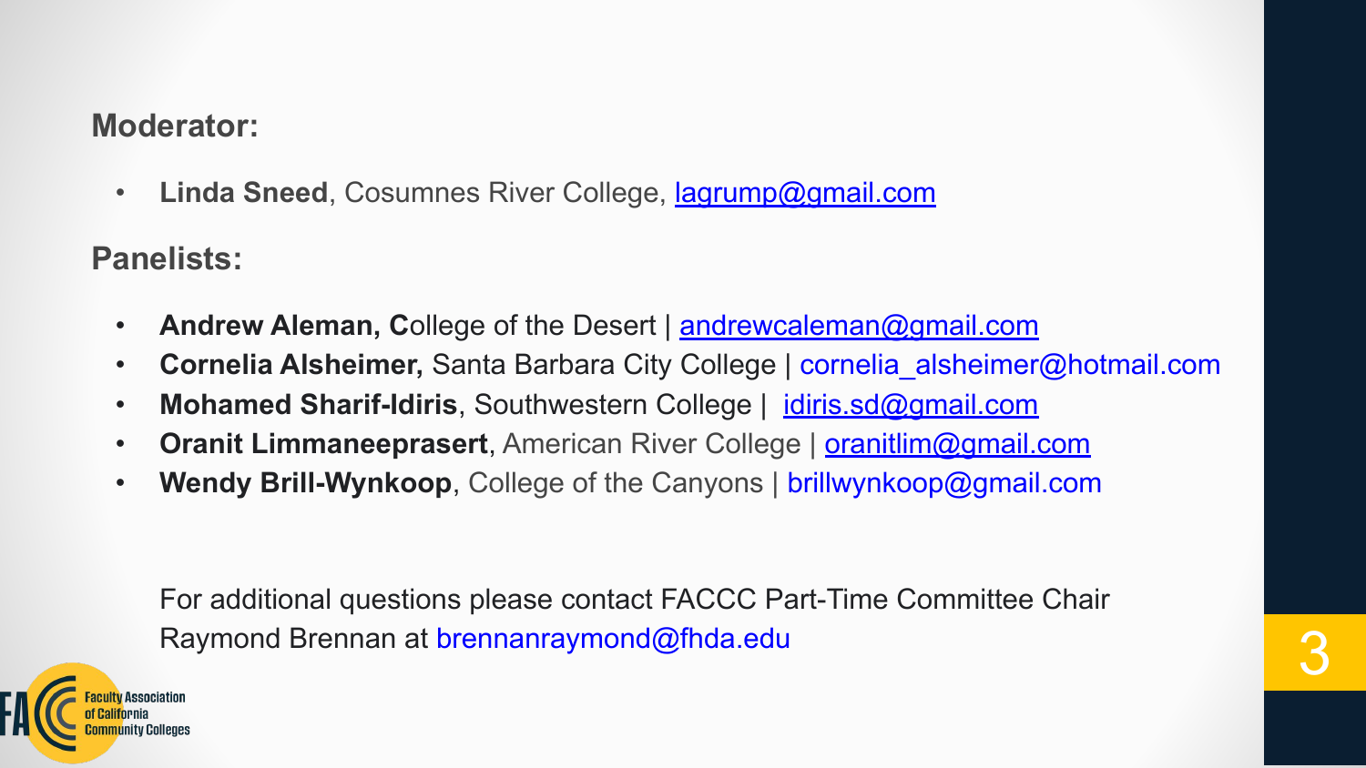**Moderator:**

- **Linda Sneed**, Cosumnes River College, lagrump@gmail.com

**Panelists:**

- **Andrew Aleman, C**ollege of the Desert | andrewcaleman@gmail.com
- **Cornelia Alsheimer,** Santa Barbara City College | cornelia_alsheimer@hotmail.com
- **Mohamed Sharif-Idiris**, Southwestern College | idiris.sd@gmail.com
- **Oranit Limmaneeprasert**, American River College | oranitlim@gmail.com
- **Wendy Brill-Wynkoop**, College of the Canyons | brillwynkoop@gmail.com

For additional questions please contact FACCC Part-Time Committee Chair Raymond Brennan at brennanraymond@fhda.edu

Faculty Association of California Community Colleges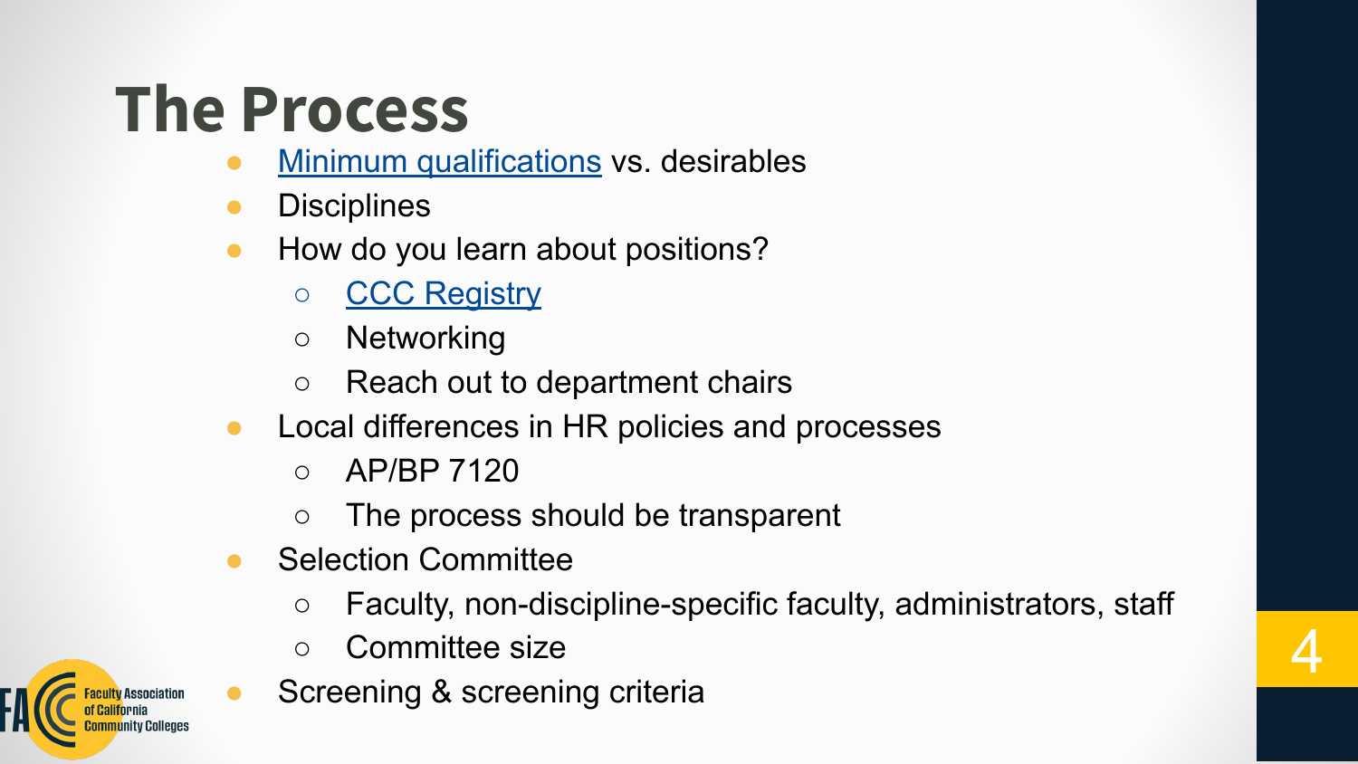# The Process

- Minimum qualifications vs. desirables
- Disciplines
- How do you learn about positions?
  - CCC Registry
  - Networking
  - Reach out to department chairs
- Local differences in HR policies and processes
  - AP/BP 7120
  - The process should be transparent
- Selection Committee
  - Faculty, non-discipline-specific faculty, administrators, staff
  - Committee size
- Screening & screening criteria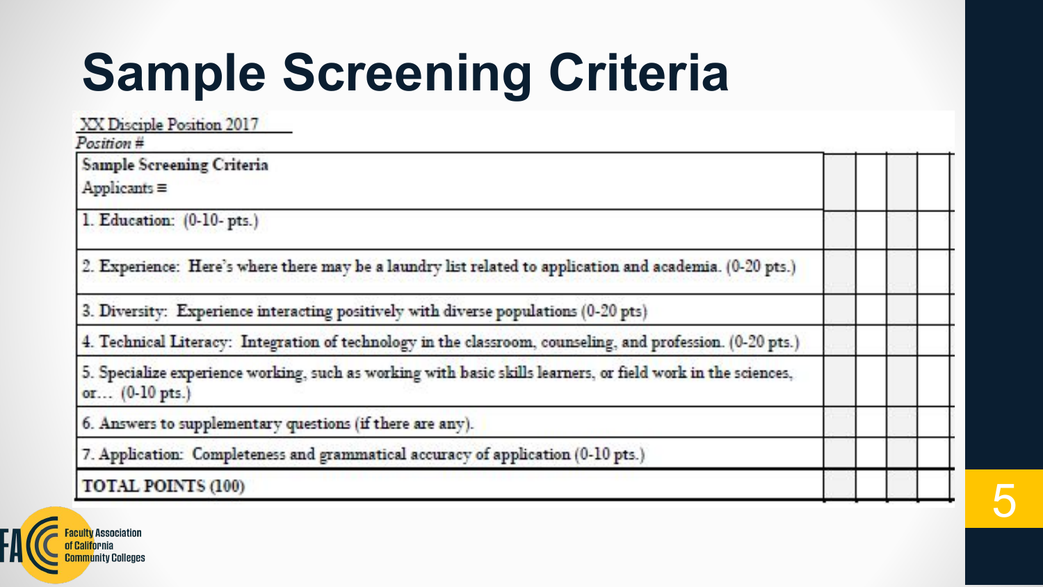# Sample Screening Criteria

XX Disciple Position 2017

*Position #*

| Sample Screening Criteria<br>Applicants ≡ | | | | |
|---|---|---|---|---|
| 1. Education: (0-10- pts.) | | | | |
| 2. Experience: Here's where there may be a laundry list related to application and academia. (0-20 pts.) | | | | |
| 3. Diversity: Experience interacting positively with diverse populations (0-20 pts) | | | | |
| 4. Technical Literacy: Integration of technology in the classroom, counseling, and profession. (0-20 pts.) | | | | |
| 5. Specialize experience working, such as working with basic skills learners, or field work in the sciences, or… (0-10 pts.) | | | | |
| 6. Answers to supplementary questions (if there are any). | | | | |
| 7. Application: Completeness and grammatical accuracy of application (0-10 pts.) | | | | |
| TOTAL POINTS (100) | | | | |

Faculty Association of California Community Colleges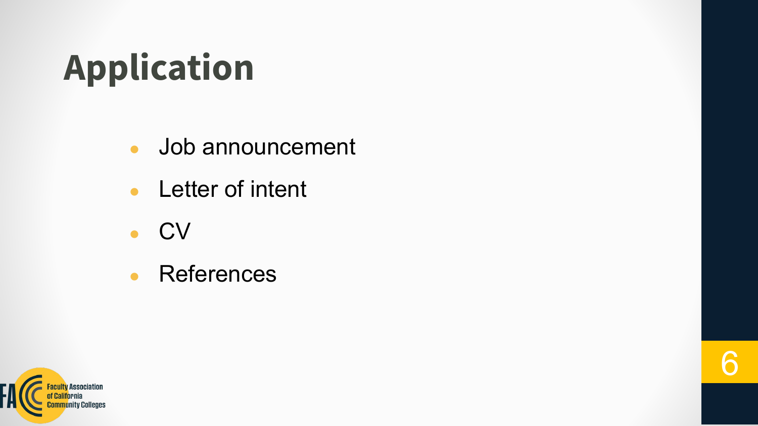# Application

- Job announcement
- Letter of intent
- CV
- References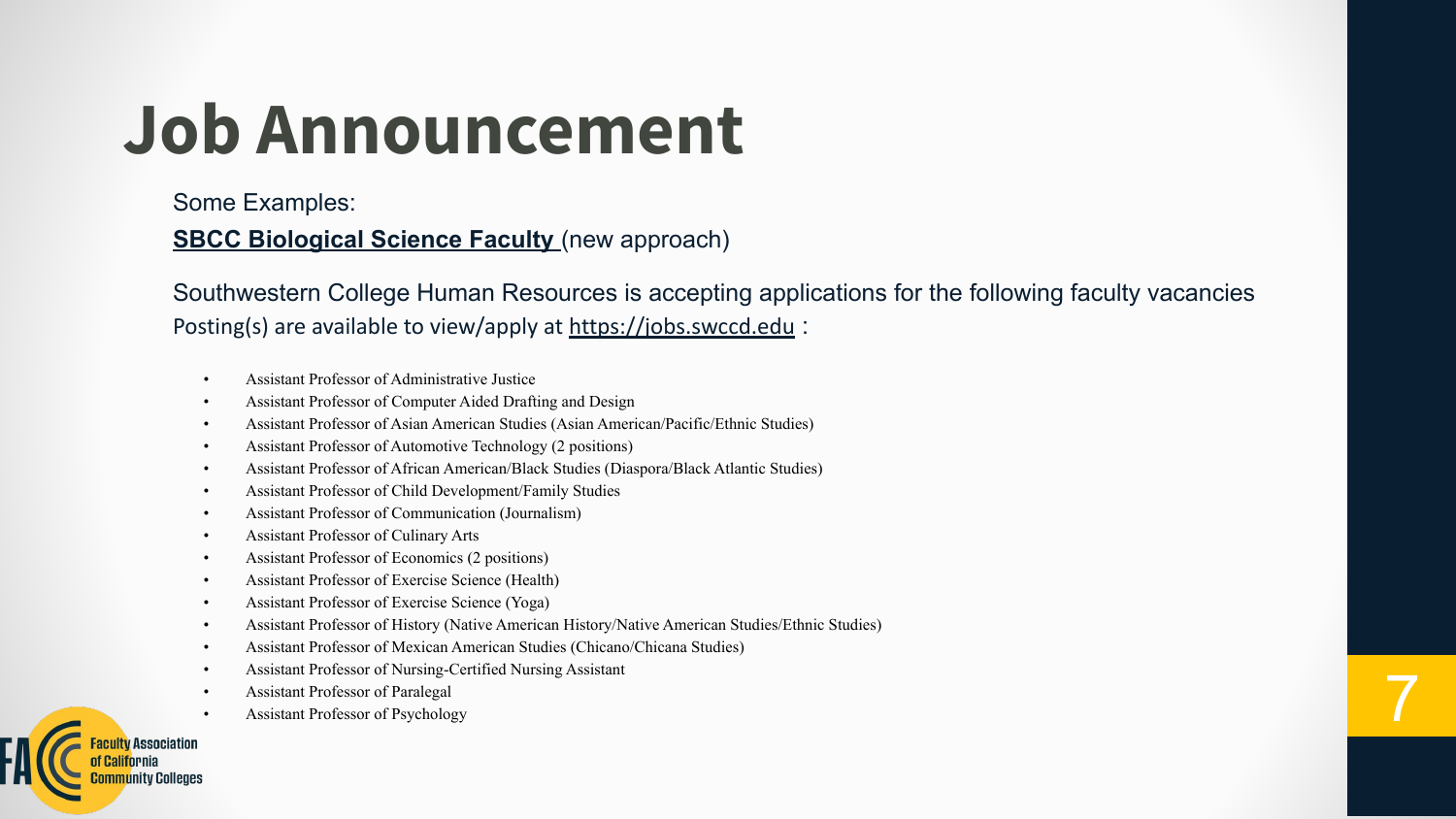# Job Announcement

Some Examples:

**SBCC Biological Science Faculty** (new approach)

Southwestern College Human Resources is accepting applications for the following faculty vacancies
Posting(s) are available to view/apply at https://jobs.swccd.edu :

- Assistant Professor of Administrative Justice
- Assistant Professor of Computer Aided Drafting and Design
- Assistant Professor of Asian American Studies (Asian American/Pacific/Ethnic Studies)
- Assistant Professor of Automotive Technology (2 positions)
- Assistant Professor of African American/Black Studies (Diaspora/Black Atlantic Studies)
- Assistant Professor of Child Development/Family Studies
- Assistant Professor of Communication (Journalism)
- Assistant Professor of Culinary Arts
- Assistant Professor of Economics (2 positions)
- Assistant Professor of Exercise Science (Health)
- Assistant Professor of Exercise Science (Yoga)
- Assistant Professor of History (Native American History/Native American Studies/Ethnic Studies)
- Assistant Professor of Mexican American Studies (Chicano/Chicana Studies)
- Assistant Professor of Nursing-Certified Nursing Assistant
- Assistant Professor of Paralegal
- Assistant Professor of Psychology

Faculty Association of California Community Colleges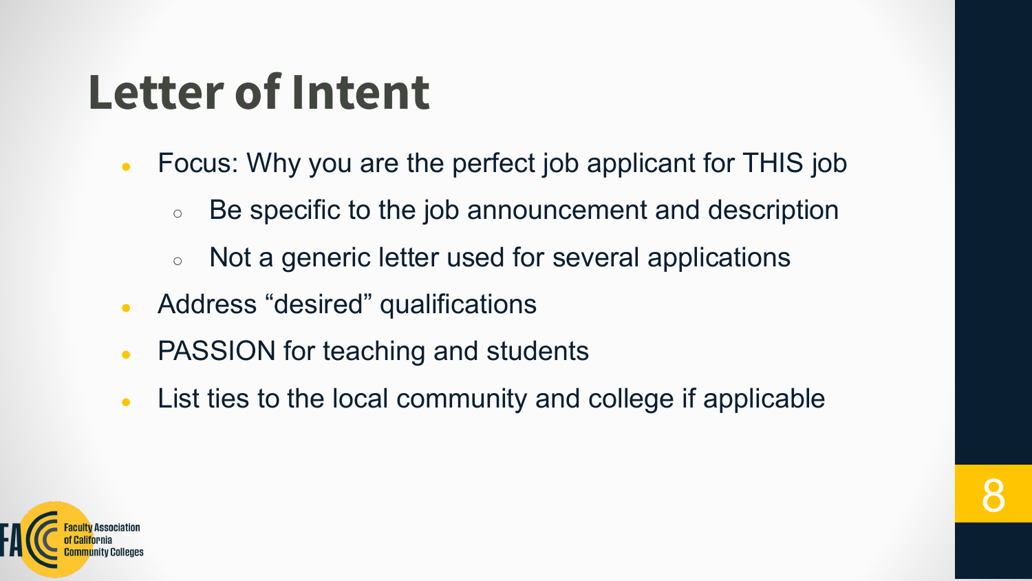# Letter of Intent

- Focus: Why you are the perfect job applicant for THIS job
  - Be specific to the job announcement and description
  - Not a generic letter used for several applications
- Address “desired” qualifications
- PASSION for teaching and students
- List ties to the local community and college if applicable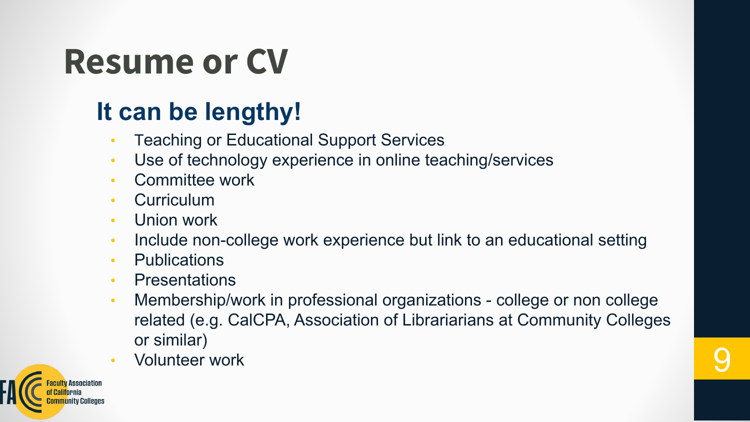# Resume or CV

## It can be lengthy!

- Teaching or Educational Support Services
- Use of technology experience in online teaching/services
- Committee work
- Curriculum
- Union work
- Include non-college work experience but link to an educational setting
- Publications
- Presentations
- Membership/work in professional organizations - college or non college related (e.g. CalCPA, Association of Librariarians at Community Colleges or similar)
- Volunteer work

FACCC Faculty Association of California Community Colleges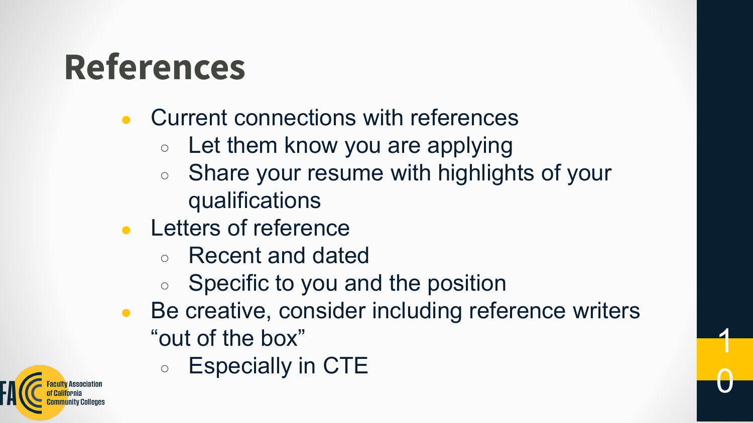# References

- Current connections with references
  - Let them know you are applying
  - Share your resume with highlights of your qualifications
- Letters of reference
  - Recent and dated
  - Specific to you and the position
- Be creative, consider including reference writers “out of the box”
  - Especially in CTE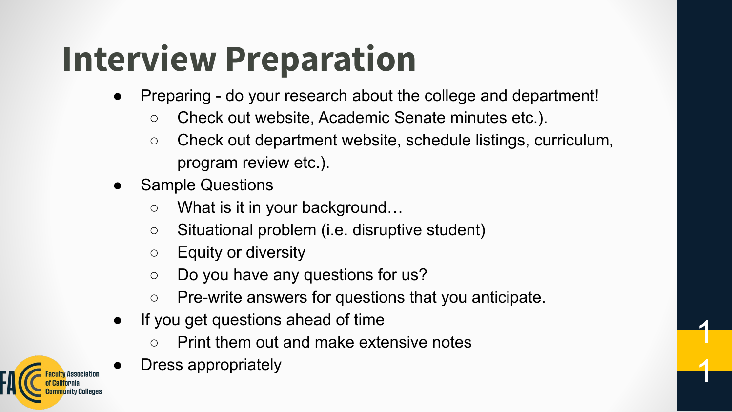# Interview Preparation

- Preparing - do your research about the college and department!
  - Check out website, Academic Senate minutes etc.).
  - Check out department website, schedule listings, curriculum, program review etc.).
- Sample Questions
  - What is it in your background…
  - Situational problem (i.e. disruptive student)
  - Equity or diversity
  - Do you have any questions for us?
  - Pre-write answers for questions that you anticipate.
- If you get questions ahead of time
  - Print them out and make extensive notes
- Dress appropriately

Faculty Association of California Community Colleges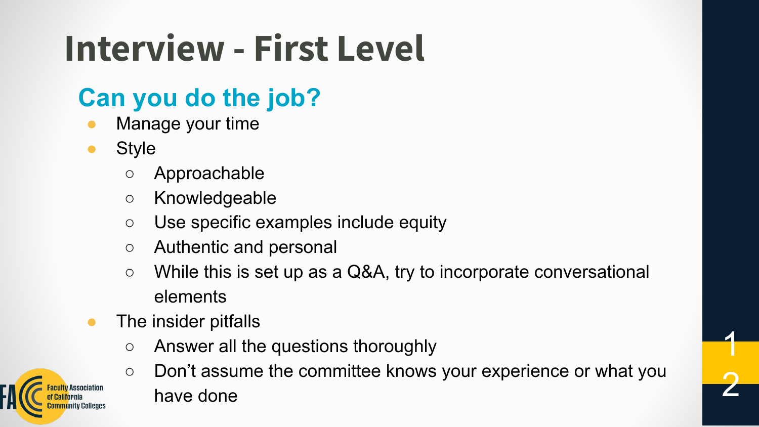# Interview - First Level

## Can you do the job?

- Manage your time
- Style
  - Approachable
  - Knowledgeable
  - Use specific examples include equity
  - Authentic and personal
  - While this is set up as a Q&A, try to incorporate conversational elements
- The insider pitfalls
  - Answer all the questions thoroughly
  - Don't assume the committee knows your experience or what you have done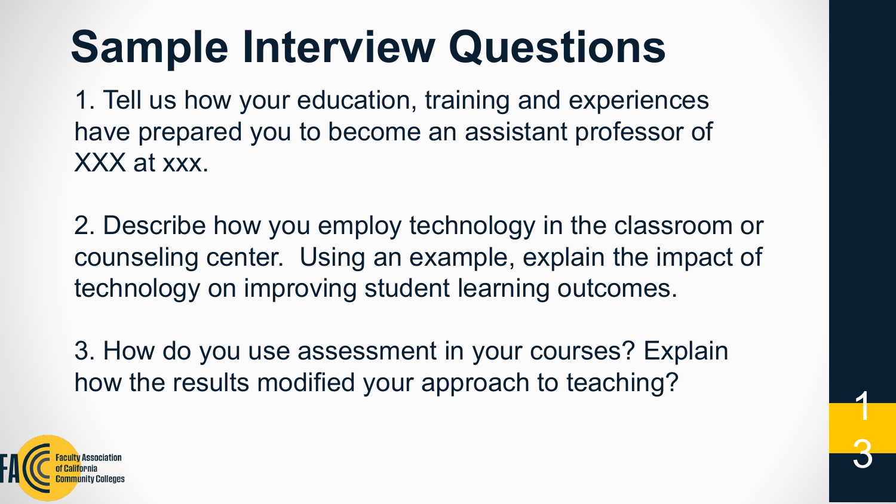# Sample Interview Questions

1. Tell us how your education, training and experiences have prepared you to become an assistant professor of XXX at xxx.

2. Describe how you employ technology in the classroom or counseling center. Using an example, explain the impact of technology on improving student learning outcomes.

3. How do you use assessment in your courses? Explain how the results modified your approach to teaching?

Faculty Association of California Community Colleges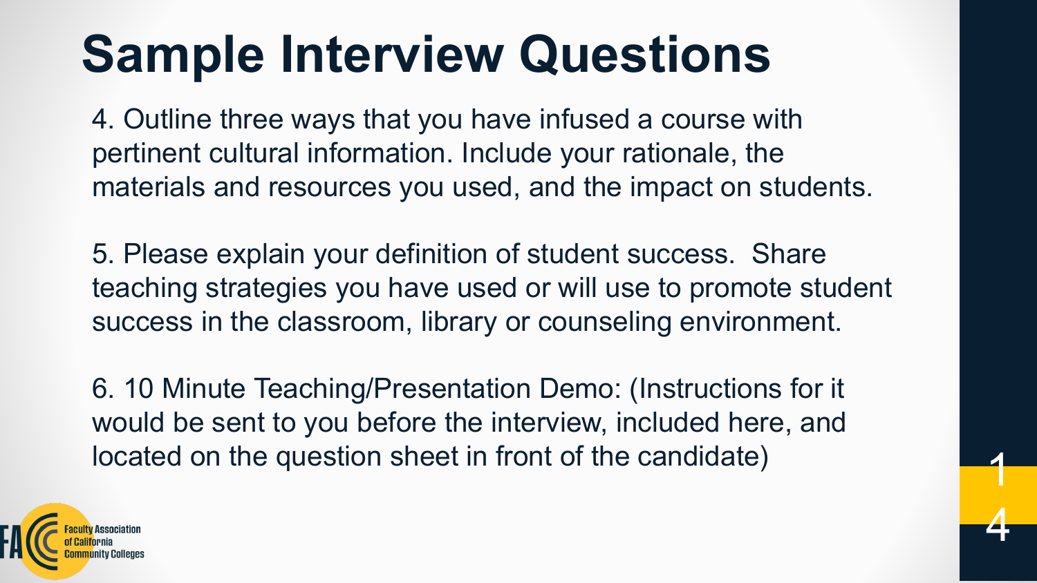# Sample Interview Questions

4. Outline three ways that you have infused a course with pertinent cultural information. Include your rationale, the materials and resources you used, and the impact on students.

5. Please explain your definition of student success. Share teaching strategies you have used or will use to promote student success in the classroom, library or counseling environment.

6. 10 Minute Teaching/Presentation Demo: (Instructions for it would be sent to you before the interview, included here, and located on the question sheet in front of the candidate)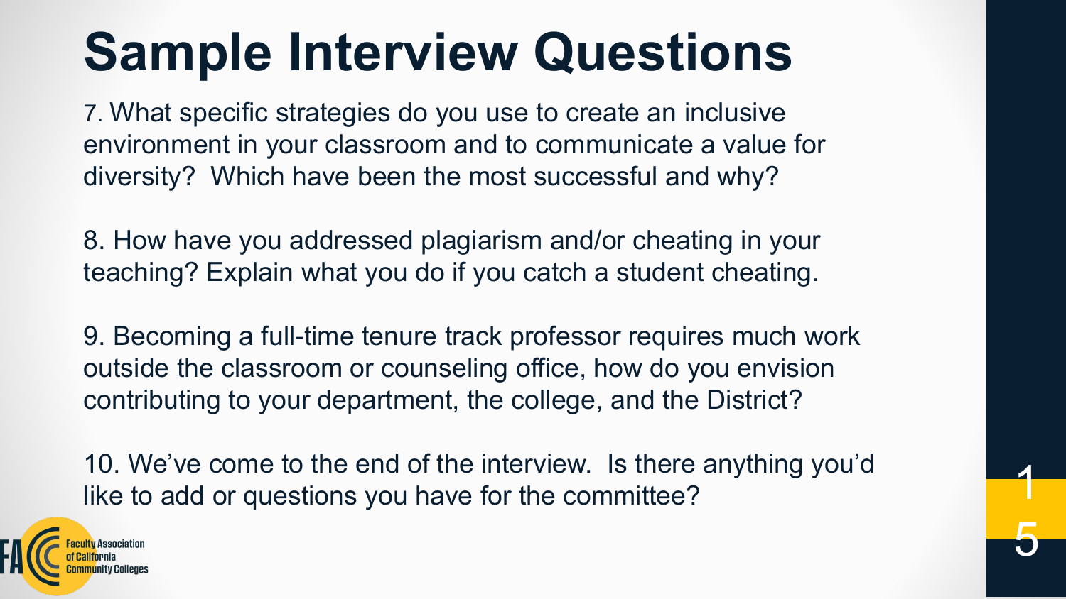# Sample Interview Questions

7. What specific strategies do you use to create an inclusive environment in your classroom and to communicate a value for diversity? Which have been the most successful and why?

8. How have you addressed plagiarism and/or cheating in your teaching? Explain what you do if you catch a student cheating.

9. Becoming a full-time tenure track professor requires much work outside the classroom or counseling office, how do you envision contributing to your department, the college, and the District?

10. We've come to the end of the interview. Is there anything you'd like to add or questions you have for the committee?

Faculty Association of California Community Colleges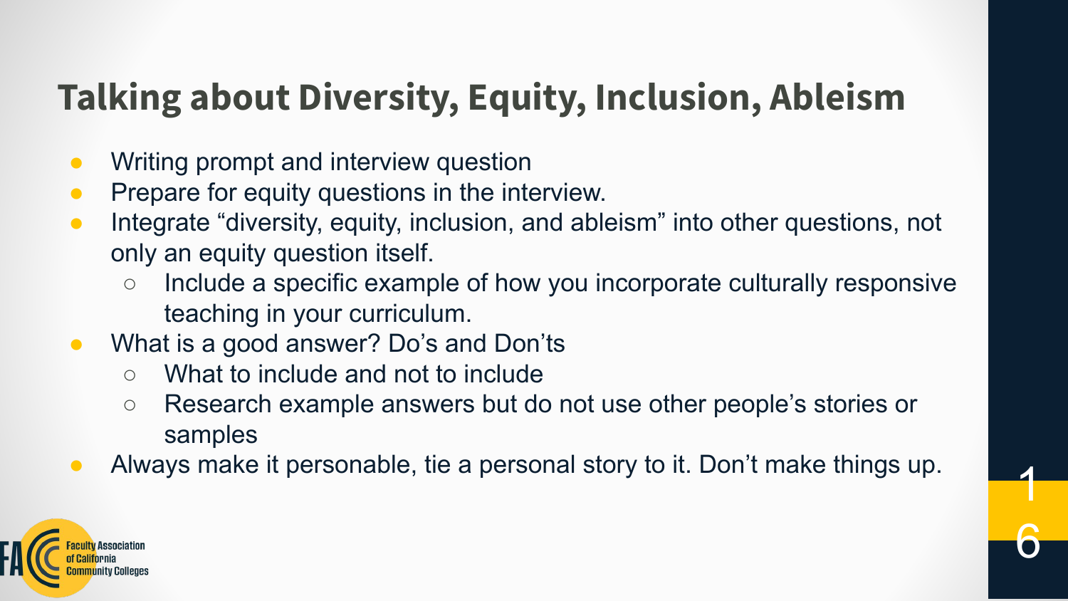# Talking about Diversity, Equity, Inclusion, Ableism

- Writing prompt and interview question
- Prepare for equity questions in the interview.
- Integrate "diversity, equity, inclusion, and ableism" into other questions, not only an equity question itself.
  - Include a specific example of how you incorporate culturally responsive teaching in your curriculum.
- What is a good answer? Do's and Don'ts
  - What to include and not to include
  - Research example answers but do not use other people's stories or samples
- Always make it personable, tie a personal story to it. Don't make things up.

Faculty Association of California Community Colleges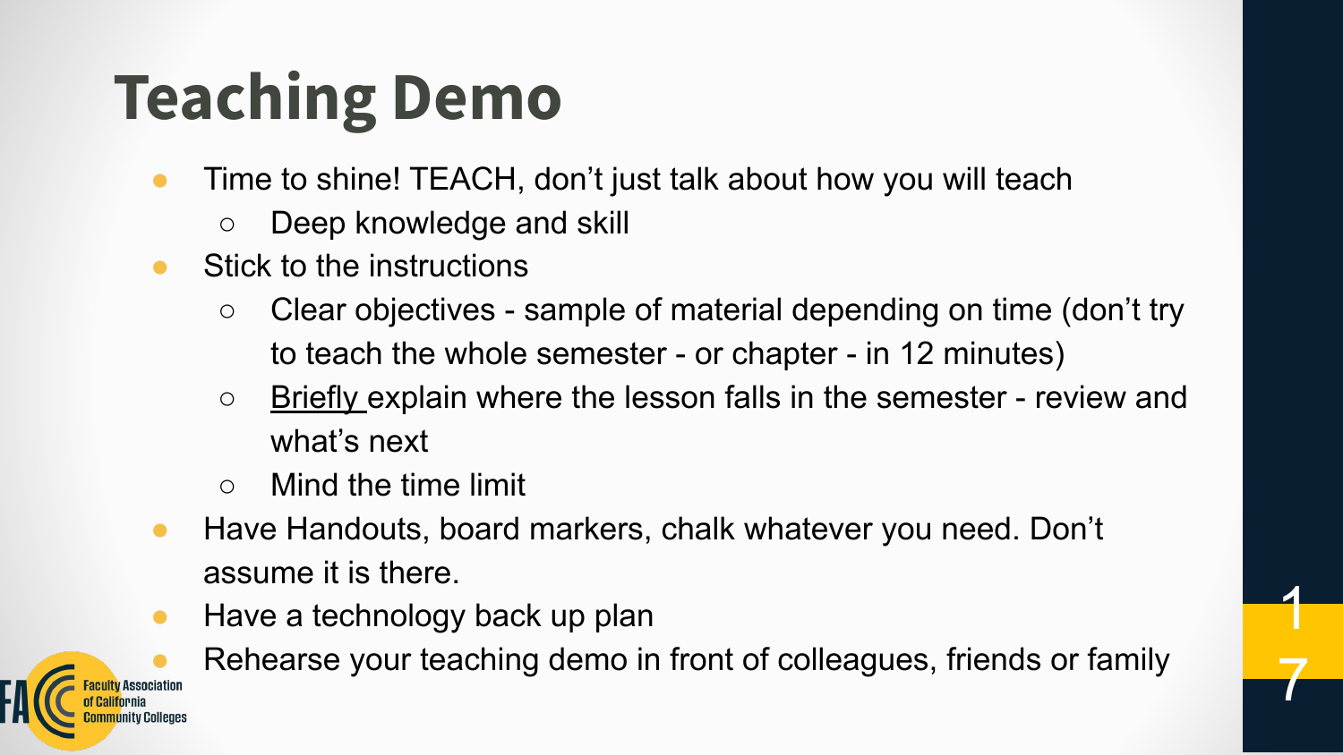# Teaching Demo

- Time to shine! TEACH, don't just talk about how you will teach
  - Deep knowledge and skill
- Stick to the instructions
  - Clear objectives - sample of material depending on time (don't try to teach the whole semester - or chapter - in 12 minutes)
  - Briefly explain where the lesson falls in the semester - review and what's next
  - Mind the time limit
- Have Handouts, board markers, chalk whatever you need. Don't assume it is there.
- Have a technology back up plan
- Rehearse your teaching demo in front of colleagues, friends or family

Faculty Association of California Community Colleges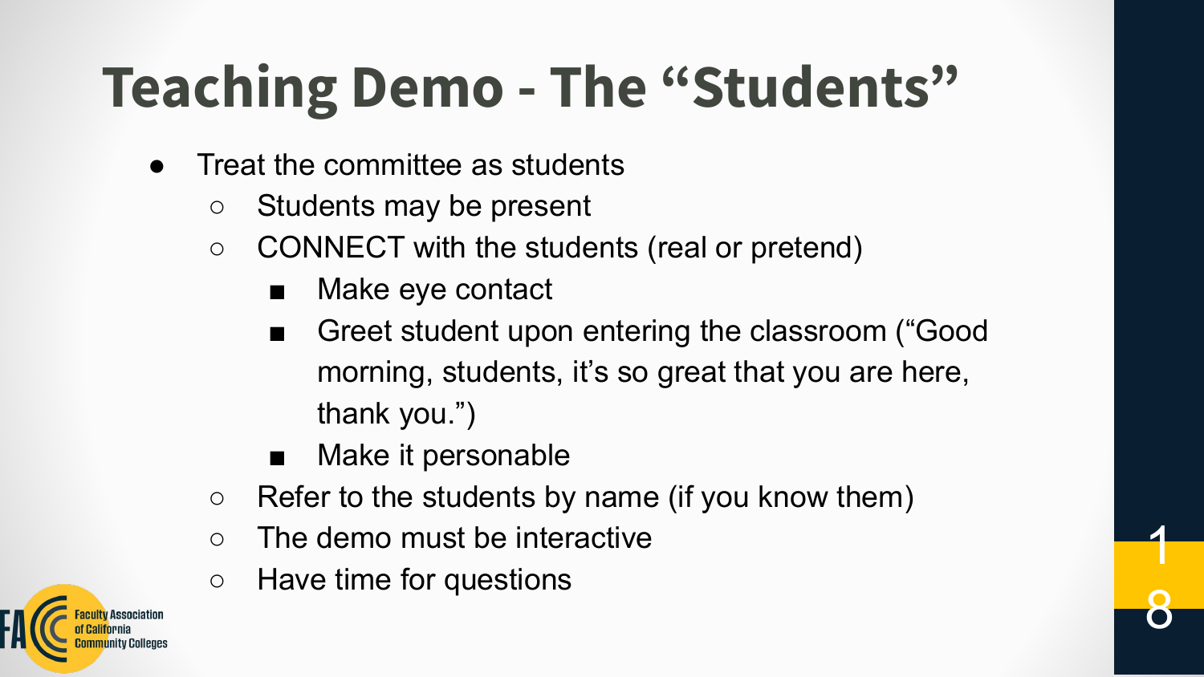# Teaching Demo - The "Students"

- Treat the committee as students
  - Students may be present
  - CONNECT with the students (real or pretend)
    - Make eye contact
    - Greet student upon entering the classroom ("Good morning, students, it's so great that you are here, thank you.")
    - Make it personable
  - Refer to the students by name (if you know them)
  - The demo must be interactive
  - Have time for questions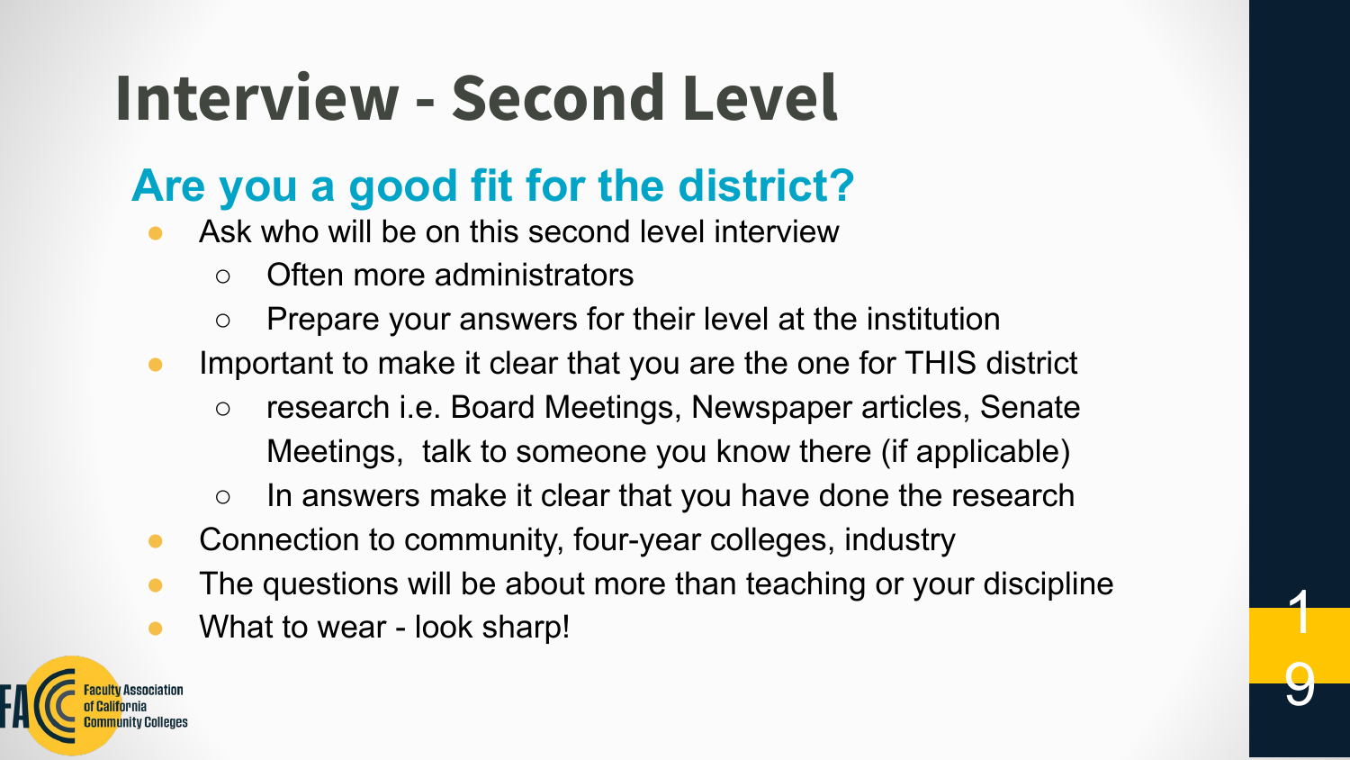# Interview - Second Level

## Are you a good fit for the district?

- Ask who will be on this second level interview
  - Often more administrators
  - Prepare your answers for their level at the institution
- Important to make it clear that you are the one for THIS district
  - research i.e. Board Meetings, Newspaper articles, Senate Meetings, talk to someone you know there (if applicable)
  - In answers make it clear that you have done the research
- Connection to community, four-year colleges, industry
- The questions will be about more than teaching or your discipline
- What to wear - look sharp!

Faculty Association of California Community Colleges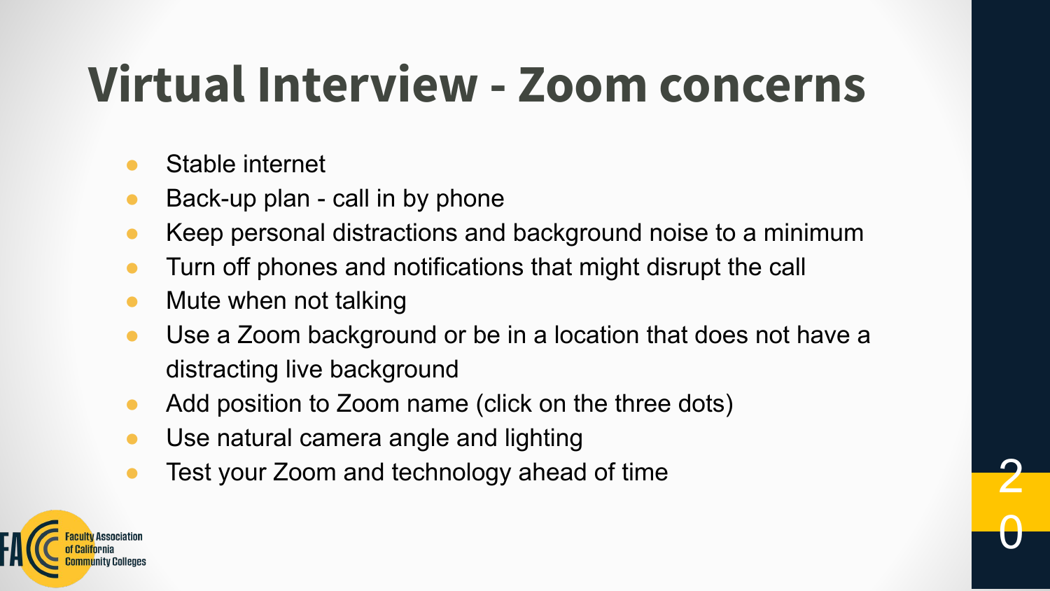# Virtual Interview - Zoom concerns

- Stable internet
- Back-up plan - call in by phone
- Keep personal distractions and background noise to a minimum
- Turn off phones and notifications that might disrupt the call
- Mute when not talking
- Use a Zoom background or be in a location that does not have a distracting live background
- Add position to Zoom name (click on the three dots)
- Use natural camera angle and lighting
- Test your Zoom and technology ahead of time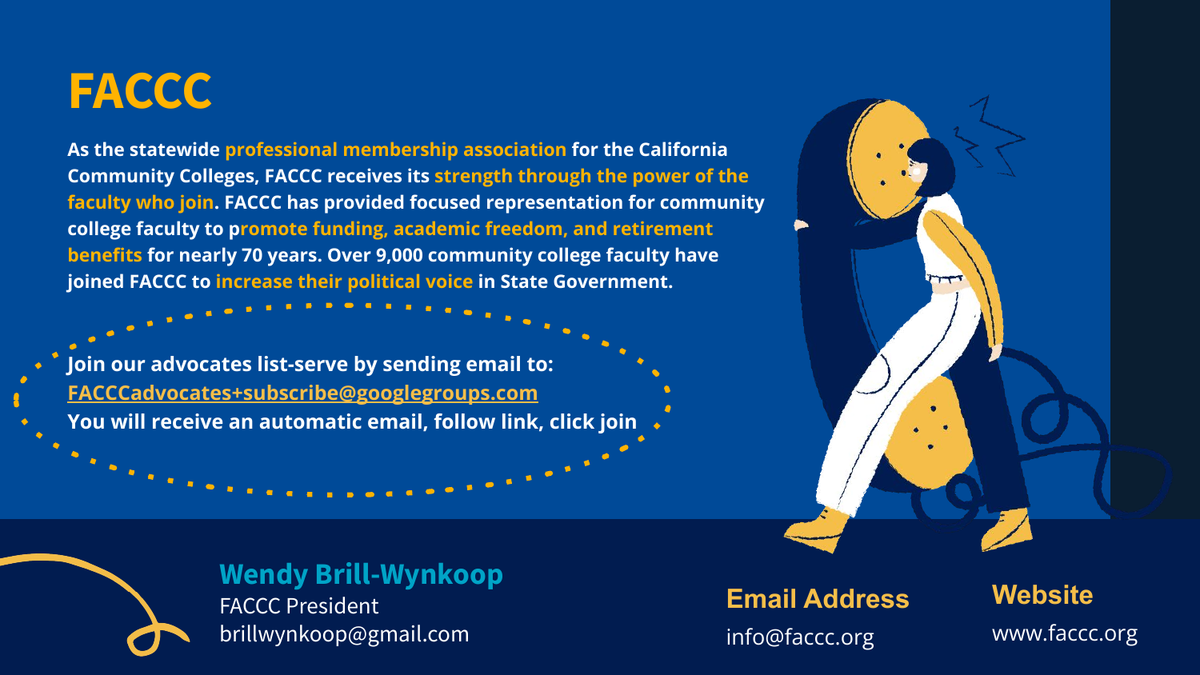# FACCC

**As the statewide professional membership association for the California Community Colleges, FACCC receives its strength through the power of the faculty who join. FACCC has provided focused representation for community college faculty to promote funding, academic freedom, and retirement benefits for nearly 70 years. Over 9,000 community college faculty have joined FACCC to increase their political voice in State Government.**

**Join our advocates list-serve by sending email to:**
**FACCCadvocates+subscribe@googlegroups.com**
**You will receive an automatic email, follow link, click join**

**Wendy Brill-Wynkoop**
FACCC President
brillwynkoop@gmail.com

**Email Address**
info@faccc.org

**Website**
www.faccc.org